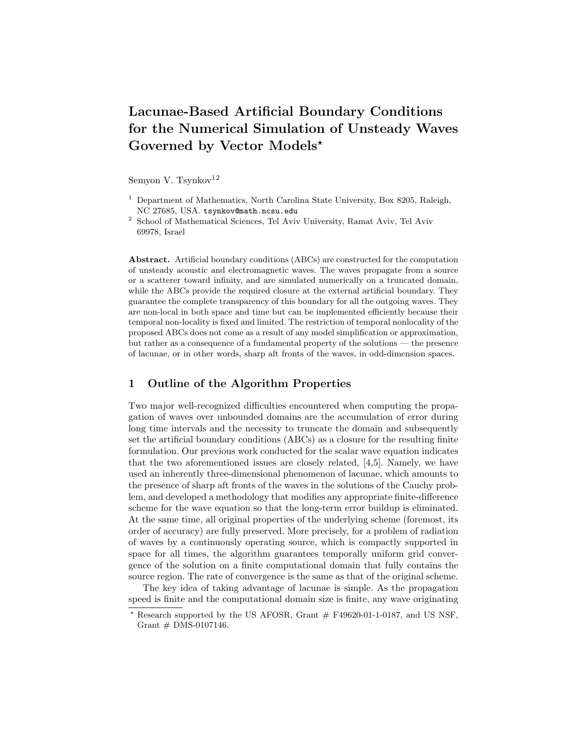# Lacunae-Based Artificial Boundary Conditions for the Numerical Simulation of Unsteady Waves Governed by Vector Models*

Semyon V. Tsynkov[1,2]

[1] Department of Mathematics, North Carolina State University, Box 8205, Raleigh, NC 27685, USA. tsynkov@math.ncsu.edu

[2] School of Mathematical Sciences, Tel Aviv University, Ramat Aviv, Tel Aviv 69978, Israel

**Abstract.** Artificial boundary conditions (ABCs) are constructed for the computation of unsteady acoustic and electromagnetic waves. The waves propagate from a source or a scatterer toward infinity, and are simulated numerically on a truncated domain, while the ABCs provide the required closure at the external artificial boundary. They guarantee the complete transparency of this boundary for all the outgoing waves. They are non-local in both space and time but can be implemented efficiently because their temporal non-locality is fixed and limited. The restriction of temporal nonlocality of the proposed ABCs does not come as a result of any model simplification or approximation, but rather as a consequence of a fundamental property of the solutions — the presence of lacunae, or in other words, sharp aft fronts of the waves, in odd-dimension spaces.

## 1 Outline of the Algorithm Properties

Two major well-recognized difficulties encountered when computing the propagation of waves over unbounded domains are the accumulation of error during long time intervals and the necessity to truncate the domain and subsequently set the artificial boundary conditions (ABCs) as a closure for the resulting finite formulation. Our previous work conducted for the scalar wave equation indicates that the two aforementioned issues are closely related, [4,5]. Namely, we have used an inherently three-dimensional phenomenon of lacunae, which amounts to the presence of sharp aft fronts of the waves in the solutions of the Cauchy problem, and developed a methodology that modifies any appropriate finite-difference scheme for the wave equation so that the long-term error buildup is eliminated. At the same time, all original properties of the underlying scheme (foremost, its order of accuracy) are fully preserved. More precisely, for a problem of radiation of waves by a continuously operating source, which is compactly supported in space for all times, the algorithm guarantees temporally uniform grid convergence of the solution on a finite computational domain that fully contains the source region. The rate of convergence is the same as that of the original scheme.

The key idea of taking advantage of lacunae is simple. As the propagation speed is finite and the computational domain size is finite, any wave originating

* Research supported by the US AFOSR, Grant # F49620-01-1-0187, and US NSF, Grant # DMS-0107146.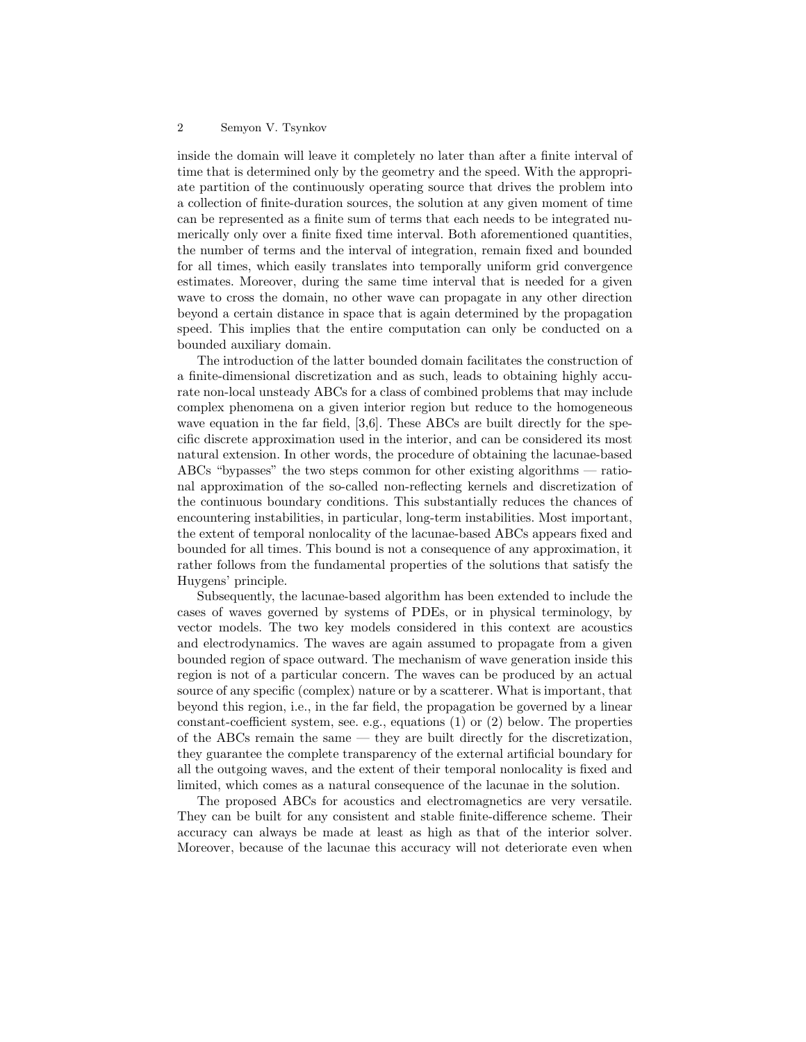inside the domain will leave it completely no later than after a finite interval of time that is determined only by the geometry and the speed. With the appropriate partition of the continuously operating source that drives the problem into a collection of finite-duration sources, the solution at any given moment of time can be represented as a finite sum of terms that each needs to be integrated numerically only over a finite fixed time interval. Both aforementioned quantities, the number of terms and the interval of integration, remain fixed and bounded for all times, which easily translates into temporally uniform grid convergence estimates. Moreover, during the same time interval that is needed for a given wave to cross the domain, no other wave can propagate in any other direction beyond a certain distance in space that is again determined by the propagation speed. This implies that the entire computation can only be conducted on a bounded auxiliary domain.

The introduction of the latter bounded domain facilitates the construction of a finite-dimensional discretization and as such, leads to obtaining highly accurate non-local unsteady ABCs for a class of combined problems that may include complex phenomena on a given interior region but reduce to the homogeneous wave equation in the far field, [3,6]. These ABCs are built directly for the specific discrete approximation used in the interior, and can be considered its most natural extension. In other words, the procedure of obtaining the lacunae-based ABCs "bypasses" the two steps common for other existing algorithms — rational approximation of the so-called non-reflecting kernels and discretization of the continuous boundary conditions. This substantially reduces the chances of encountering instabilities, in particular, long-term instabilities. Most important, the extent of temporal nonlocality of the lacunae-based ABCs appears fixed and bounded for all times. This bound is not a consequence of any approximation, it rather follows from the fundamental properties of the solutions that satisfy the Huygens' principle.

Subsequently, the lacunae-based algorithm has been extended to include the cases of waves governed by systems of PDEs, or in physical terminology, by vector models. The two key models considered in this context are acoustics and electrodynamics. The waves are again assumed to propagate from a given bounded region of space outward. The mechanism of wave generation inside this region is not of a particular concern. The waves can be produced by an actual source of any specific (complex) nature or by a scatterer. What is important, that beyond this region, i.e., in the far field, the propagation be governed by a linear constant-coefficient system, see. e.g., equations (1) or (2) below. The properties of the ABCs remain the same — they are built directly for the discretization, they guarantee the complete transparency of the external artificial boundary for all the outgoing waves, and the extent of their temporal nonlocality is fixed and limited, which comes as a natural consequence of the lacunae in the solution.

The proposed ABCs for acoustics and electromagnetics are very versatile. They can be built for any consistent and stable finite-difference scheme. Their accuracy can always be made at least as high as that of the interior solver. Moreover, because of the lacunae this accuracy will not deteriorate even when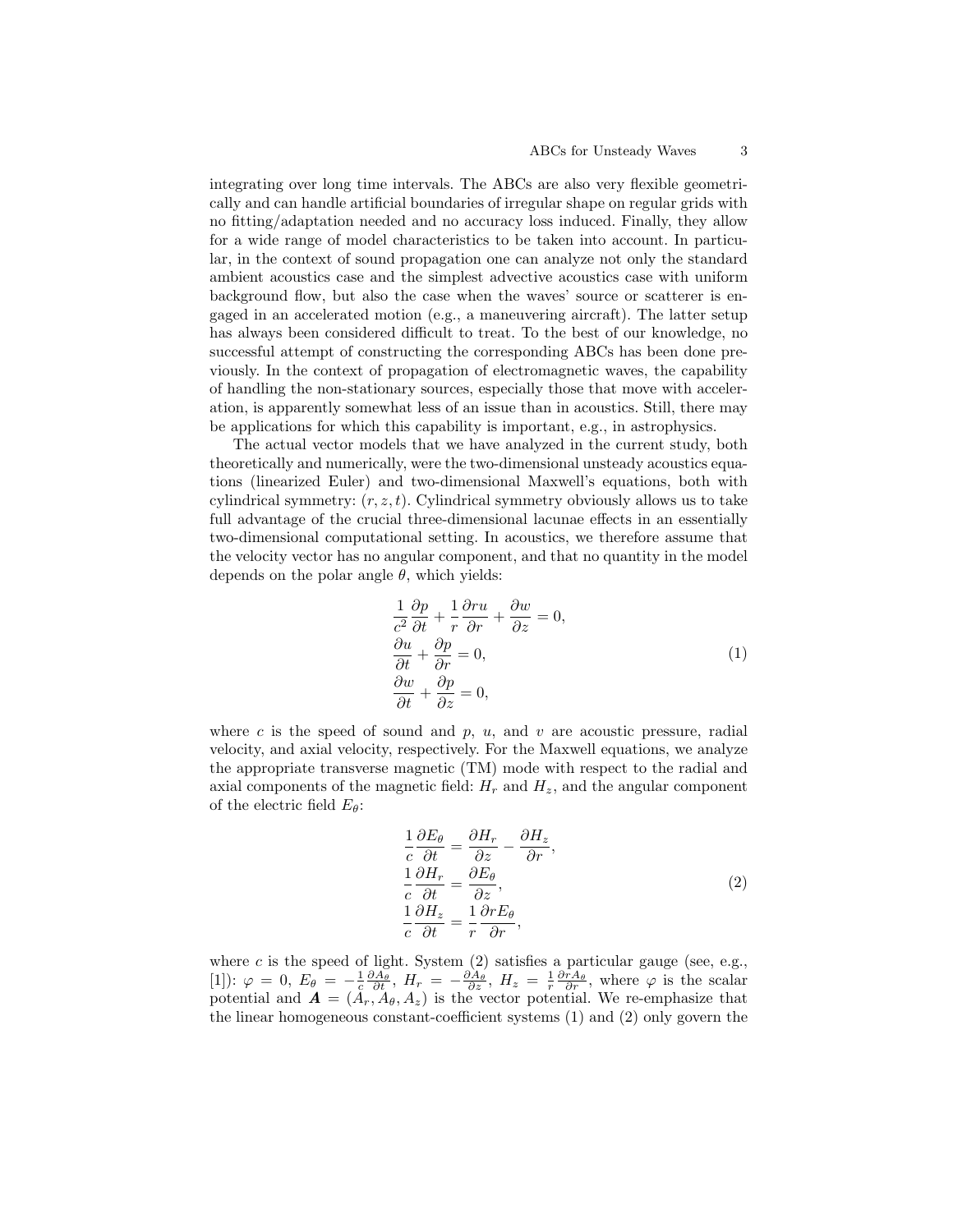integrating over long time intervals. The ABCs are also very flexible geometrically and can handle artificial boundaries of irregular shape on regular grids with no fitting/adaptation needed and no accuracy loss induced. Finally, they allow for a wide range of model characteristics to be taken into account. In particular, in the context of sound propagation one can analyze not only the standard ambient acoustics case and the simplest advective acoustics case with uniform background flow, but also the case when the waves' source or scatterer is engaged in an accelerated motion (e.g., a maneuvering aircraft). The latter setup has always been considered difficult to treat. To the best of our knowledge, no successful attempt of constructing the corresponding ABCs has been done previously. In the context of propagation of electromagnetic waves, the capability of handling the non-stationary sources, especially those that move with acceleration, is apparently somewhat less of an issue than in acoustics. Still, there may be applications for which this capability is important, e.g., in astrophysics.

The actual vector models that we have analyzed in the current study, both theoretically and numerically, were the two-dimensional unsteady acoustics equations (linearized Euler) and two-dimensional Maxwell's equations, both with cylindrical symmetry: $(r, z, t)$. Cylindrical symmetry obviously allows us to take full advantage of the crucial three-dimensional lacunae effects in an essentially two-dimensional computational setting. In acoustics, we therefore assume that the velocity vector has no angular component, and that no quantity in the model depends on the polar angle $\theta$, which yields:

$$
\begin{aligned}
&\frac{1}{c^2}\frac{\partial p}{\partial t} + \frac{1}{r}\frac{\partial ru}{\partial r} + \frac{\partial w}{\partial z} = 0,\\
&\frac{\partial u}{\partial t} + \frac{\partial p}{\partial r} = 0,\\
&\frac{\partial w}{\partial t} + \frac{\partial p}{\partial z} = 0,
\end{aligned}
\tag{1}
$$

where $c$ is the speed of sound and $p$, $u$, and $v$ are acoustic pressure, radial velocity, and axial velocity, respectively. For the Maxwell equations, we analyze the appropriate transverse magnetic (TM) mode with respect to the radial and axial components of the magnetic field: $H_r$ and $H_z$, and the angular component of the electric field $E_\theta$:

$$
\begin{aligned}
&\frac{1}{c}\frac{\partial E_\theta}{\partial t} = \frac{\partial H_r}{\partial z} - \frac{\partial H_z}{\partial r},\\
&\frac{1}{c}\frac{\partial H_r}{\partial t} = \frac{\partial E_\theta}{\partial z},\\
&\frac{1}{c}\frac{\partial H_z}{\partial t} = \frac{1}{r}\frac{\partial r E_\theta}{\partial r},
\end{aligned}
\tag{2}
$$

where $c$ is the speed of light. System (2) satisfies a particular gauge (see, e.g., [1]): $\varphi = 0$, $E_\theta = -\frac{1}{c}\frac{\partial A_\theta}{\partial t}$, $H_r = -\frac{\partial A_\theta}{\partial z}$, $H_z = \frac{1}{r}\frac{\partial r A_\theta}{\partial r}$, where $\varphi$ is the scalar potential and $\boldsymbol{A} = (A_r, A_\theta, A_z)$ is the vector potential. We re-emphasize that the linear homogeneous constant-coefficient systems (1) and (2) only govern the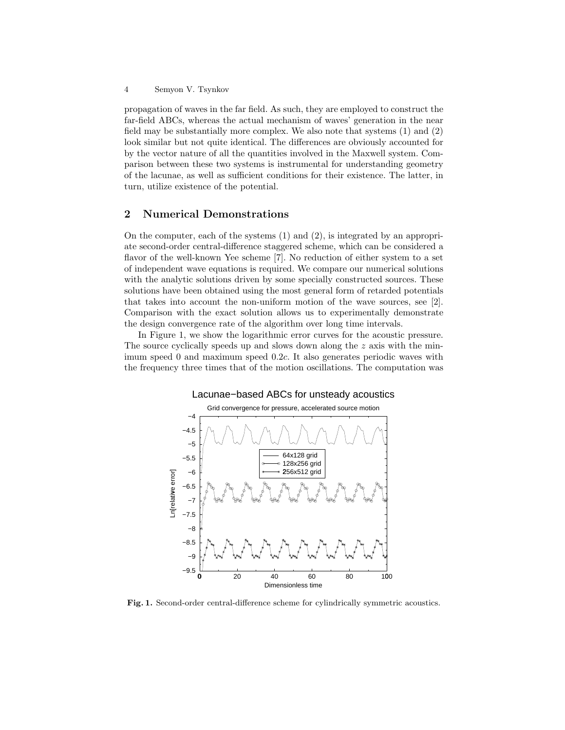propagation of waves in the far field. As such, they are employed to construct the far-field ABCs, whereas the actual mechanism of waves' generation in the near field may be substantially more complex. We also note that systems (1) and (2) look similar but not quite identical. The differences are obviously accounted for by the vector nature of all the quantities involved in the Maxwell system. Comparison between these two systems is instrumental for understanding geometry of the lacunae, as well as sufficient conditions for their existence. The latter, in turn, utilize existence of the potential.

## 2 Numerical Demonstrations

On the computer, each of the systems (1) and (2), is integrated by an appropriate second-order central-difference staggered scheme, which can be considered a flavor of the well-known Yee scheme [7]. No reduction of either system to a set of independent wave equations is required. We compare our numerical solutions with the analytic solutions driven by some specially constructed sources. These solutions have been obtained using the most general form of retarded potentials that takes into account the non-uniform motion of the wave sources, see [2]. Comparison with the exact solution allows us to experimentally demonstrate the design convergence rate of the algorithm over long time intervals.

In Figure 1, we show the logarithmic error curves for the acoustic pressure. The source cyclically speeds up and slows down along the $z$ axis with the minimum speed 0 and maximum speed $0.2c$. It also generates periodic waves with the frequency three times that of the motion oscillations. The computation was

**Fig. 1.** Second-order central-difference scheme for cylindrically symmetric acoustics.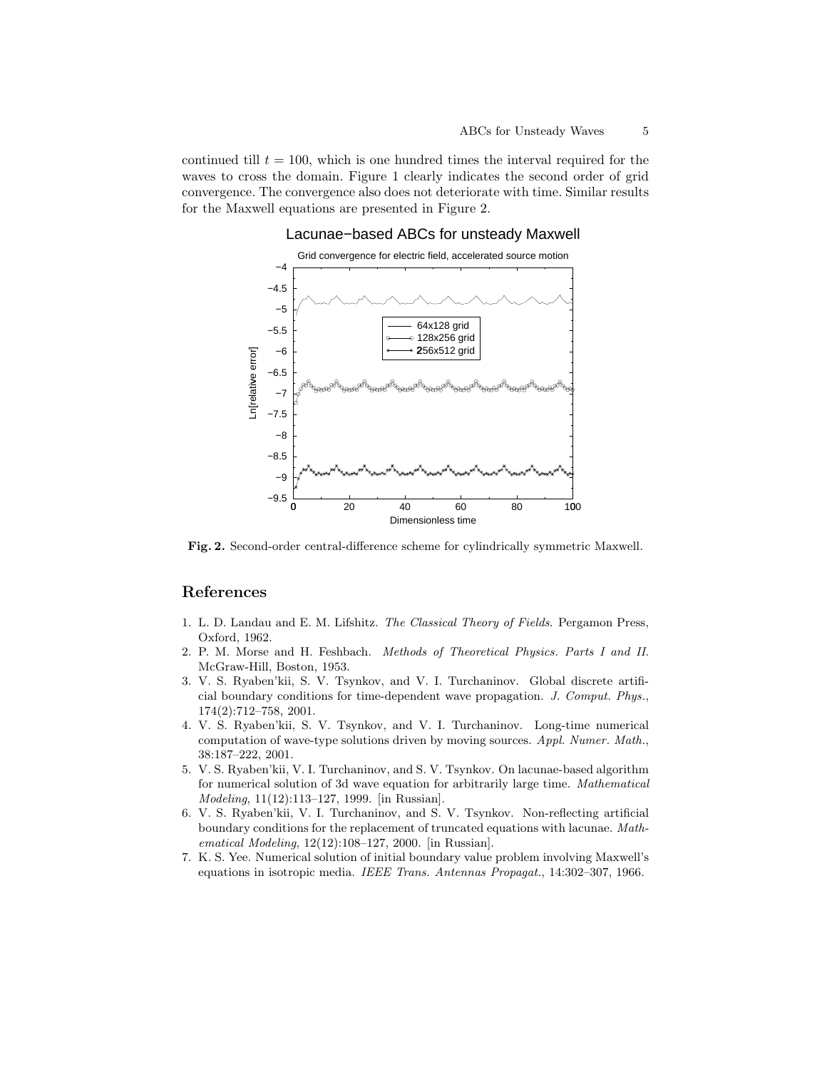continued till $t = 100$, which is one hundred times the interval required for the waves to cross the domain. Figure 1 clearly indicates the second order of grid convergence. The convergence also does not deteriorate with time. Similar results for the Maxwell equations are presented in Figure 2.

Lacunae−based ABCs for unsteady Maxwell

Grid convergence for electric field, accelerated source motion

Ln[relative error]

−4
−4.5
−5
−5.5
−6
−6.5
−7
−7.5
−8
−8.5
−9
−9.5

0
20
40
60
80
100

Dimensionless time

64x128 grid
128x256 grid
256x512 grid

**Fig. 2.** Second-order central-difference scheme for cylindrically symmetric Maxwell.

## References

1. L. D. Landau and E. M. Lifshitz. *The Classical Theory of Fields*. Pergamon Press, Oxford, 1962.
2. P. M. Morse and H. Feshbach. *Methods of Theoretical Physics. Parts I and II.* McGraw-Hill, Boston, 1953.
3. V. S. Ryaben'kii, S. V. Tsynkov, and V. I. Turchaninov. Global discrete artificial boundary conditions for time-dependent wave propagation. *J. Comput. Phys.*, 174(2):712–758, 2001.
4. V. S. Ryaben'kii, S. V. Tsynkov, and V. I. Turchaninov. Long-time numerical computation of wave-type solutions driven by moving sources. *Appl. Numer. Math.*, 38:187–222, 2001.
5. V. S. Ryaben'kii, V. I. Turchaninov, and S. V. Tsynkov. On lacunae-based algorithm for numerical solution of 3d wave equation for arbitrarily large time. *Mathematical Modeling*, 11(12):113–127, 1999. [in Russian].
6. V. S. Ryaben'kii, V. I. Turchaninov, and S. V. Tsynkov. Non-reflecting artificial boundary conditions for the replacement of truncated equations with lacunae. *Mathematical Modeling*, 12(12):108–127, 2000. [in Russian].
7. K. S. Yee. Numerical solution of initial boundary value problem involving Maxwell's equations in isotropic media. *IEEE Trans. Antennas Propagat.*, 14:302–307, 1966.